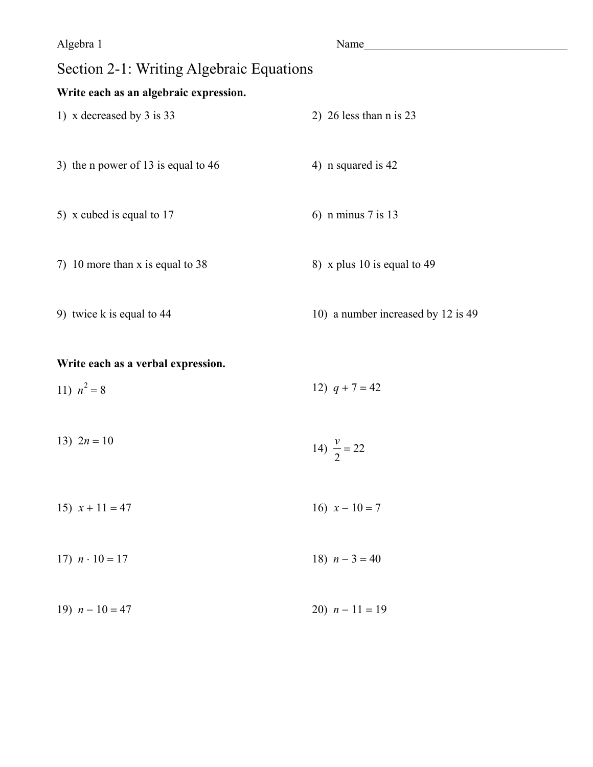Algebra 1

Name\_\_\_\_\_\_\_\_\_\_\_\_\_\_\_\_\_\_\_\_\_\_\_\_\_\_\_\_\_\_\_\_\_\_\_\_

# Section 2-1: Writing Algebraic Equations

**Write each as an algebraic expression.**

1) x decreased by 3 is 33

2) 26 less than n is 23

3) the n power of 13 is equal to 46

4) n squared is 42

5) x cubed is equal to 17

6) n minus 7 is 13

7) 10 more than x is equal to 38

8) x plus 10 is equal to 49

9) twice k is equal to 44

10) a number increased by 12 is 49

**Write each as a verbal expression.**

11) $n^2 = 8$

12) $q + 7 = 42$

13) $2n = 10$

14) $\frac{v}{2} = 22$

15) $x + 11 = 47$

16) $x - 10 = 7$

17) $n \cdot 10 = 17$

18) $n - 3 = 40$

19) $n - 10 = 47$

20) $n - 11 = 19$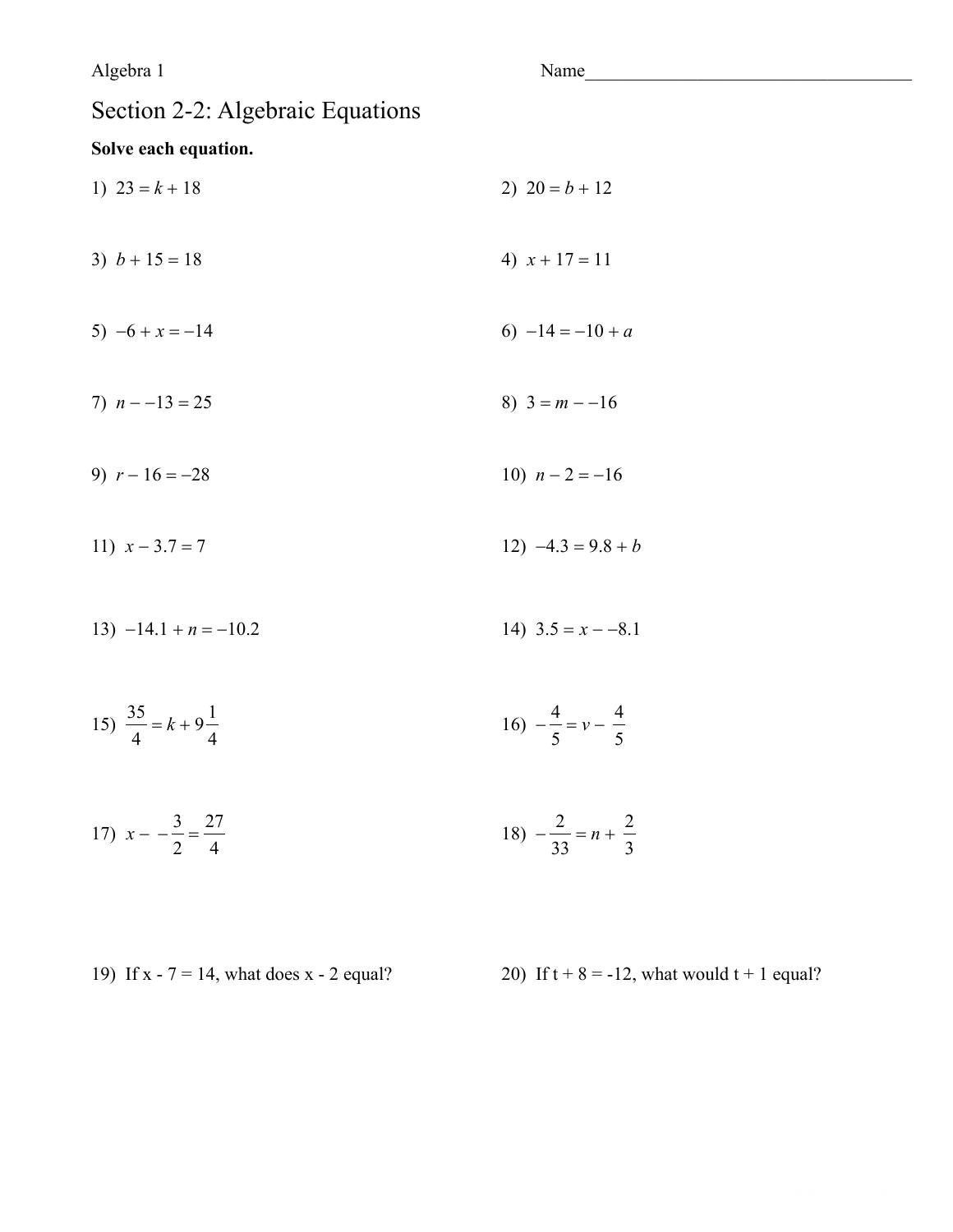Algebra 1 Name____________________________________

# Section 2-2: Algebraic Equations

**Solve each equation.**

1) $23 = k + 18$

2) $20 = b + 12$

3) $b + 15 = 18$

4) $x + 17 = 11$

5) $-6 + x = -14$

6) $-14 = -10 + a$

7) $n - -13 = 25$

8) $3 = m - -16$

9) $r - 16 = -28$

10) $n - 2 = -16$

11) $x - 3.7 = 7$

12) $-4.3 = 9.8 + b$

13) $-14.1 + n = -10.2$

14) $3.5 = x - -8.1$

15) $\frac{35}{4} = k + 9\frac{1}{4}$

16) $-\frac{4}{5} = v - \frac{4}{5}$

17) $x - -\frac{3}{2} = \frac{27}{4}$

18) $-\frac{2}{33} = n + \frac{2}{3}$

19) If x - 7 = 14, what does x - 2 equal?

20) If t + 8 = -12, what would t + 1 equal?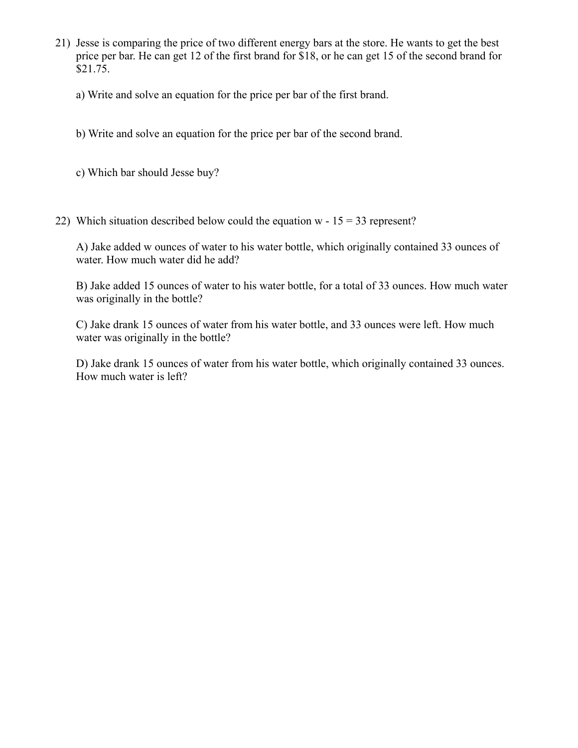21) Jesse is comparing the price of two different energy bars at the store. He wants to get the best price per bar. He can get 12 of the first brand for $18, or he can get 15 of the second brand for $21.75.

a) Write and solve an equation for the price per bar of the first brand.

b) Write and solve an equation for the price per bar of the second brand.

c) Which bar should Jesse buy?

22) Which situation described below could the equation $w - 15 = 33$ represent?

A) Jake added w ounces of water to his water bottle, which originally contained 33 ounces of water. How much water did he add?

B) Jake added 15 ounces of water to his water bottle, for a total of 33 ounces. How much water was originally in the bottle?

C) Jake drank 15 ounces of water from his water bottle, and 33 ounces were left. How much water was originally in the bottle?

D) Jake drank 15 ounces of water from his water bottle, which originally contained 33 ounces. How much water is left?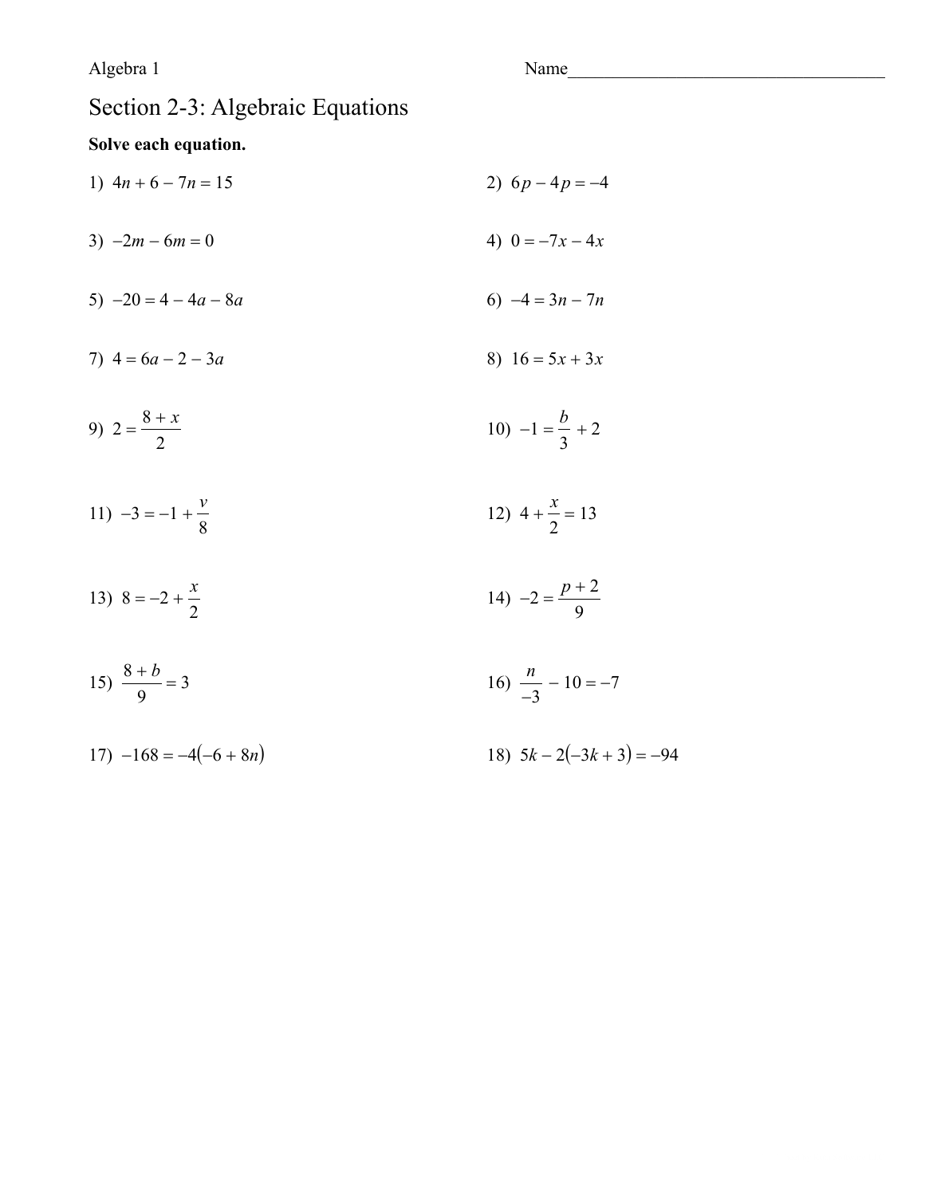Algebra 1 Name___________________________________

# Section 2-3: Algebraic Equations

**Solve each equation.**

1) $4n + 6 - 7n = 15$

2) $6p - 4p = -4$

3) $-2m - 6m = 0$

4) $0 = -7x - 4x$

5) $-20 = 4 - 4a - 8a$

6) $-4 = 3n - 7n$

7) $4 = 6a - 2 - 3a$

8) $16 = 5x + 3x$

9) $2 = \frac{8 + x}{2}$

10) $-1 = \frac{b}{3} + 2$

11) $-3 = -1 + \frac{v}{8}$

12) $4 + \frac{x}{2} = 13$

13) $8 = -2 + \frac{x}{2}$

14) $-2 = \frac{p + 2}{9}$

15) $\frac{8 + b}{9} = 3$

16) $\frac{n}{-3} - 10 = -7$

17) $-168 = -4(-6 + 8n)$

18) $5k - 2(-3k + 3) = -94$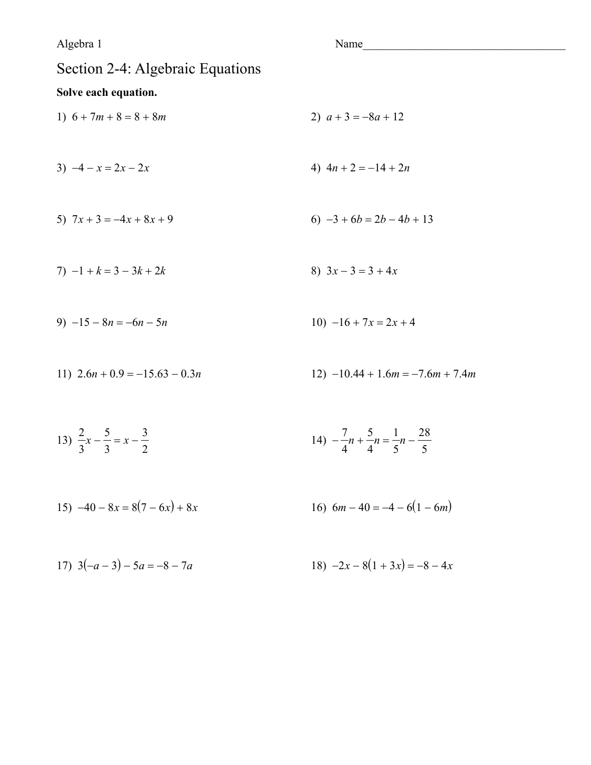Algebra 1 Name_____________________________________

# Section 2-4: Algebraic Equations

**Solve each equation.**

1) $6 + 7m + 8 = 8 + 8m$

2) $a + 3 = -8a + 12$

3) $-4 - x = 2x - 2x$

4) $4n + 2 = -14 + 2n$

5) $7x + 3 = -4x + 8x + 9$

6) $-3 + 6b = 2b - 4b + 13$

7) $-1 + k = 3 - 3k + 2k$

8) $3x - 3 = 3 + 4x$

9) $-15 - 8n = -6n - 5n$

10) $-16 + 7x = 2x + 4$

11) $2.6n + 0.9 = -15.63 - 0.3n$

12) $-10.44 + 1.6m = -7.6m + 7.4m$

13) $\frac{2}{3}x - \frac{5}{3} = x - \frac{3}{2}$

14) $-\frac{7}{4}n + \frac{5}{4}n = \frac{1}{5}n - \frac{28}{5}$

15) $-40 - 8x = 8(7 - 6x) + 8x$

16) $6m - 40 = -4 - 6(1 - 6m)$

17) $3(-a - 3) - 5a = -8 - 7a$

18) $-2x - 8(1 + 3x) = -8 - 4x$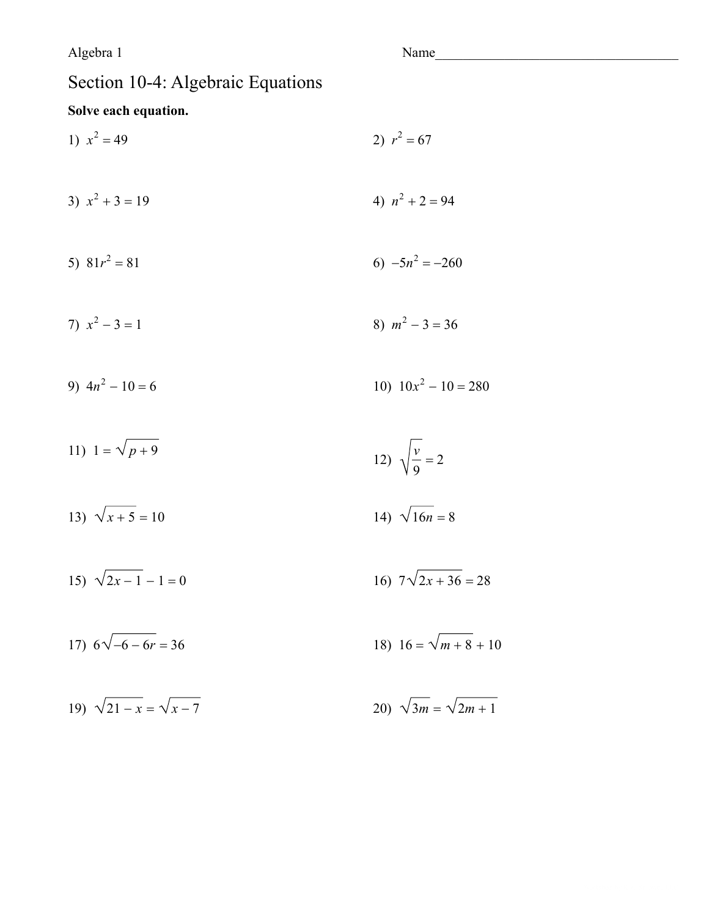Algebra 1 Name____________________________________

# Section 10-4: Algebraic Equations

**Solve each equation.**

1) $x^2 = 49$

2) $r^2 = 67$

3) $x^2 + 3 = 19$

4) $n^2 + 2 = 94$

5) $81r^2 = 81$

6) $-5n^2 = -260$

7) $x^2 - 3 = 1$

8) $m^2 - 3 = 36$

9) $4n^2 - 10 = 6$

10) $10x^2 - 10 = 280$

11) $1 = \sqrt{p + 9}$

12) $\sqrt{\frac{v}{9}} = 2$

13) $\sqrt{x + 5} = 10$

14) $\sqrt{16n} = 8$

15) $\sqrt{2x - 1} - 1 = 0$

16) $7\sqrt{2x + 36} = 28$

17) $6\sqrt{-6 - 6r} = 36$

18) $16 = \sqrt{m + 8} + 10$

19) $\sqrt{21 - x} = \sqrt{x - 7}$

20) $\sqrt{3m} = \sqrt{2m + 1}$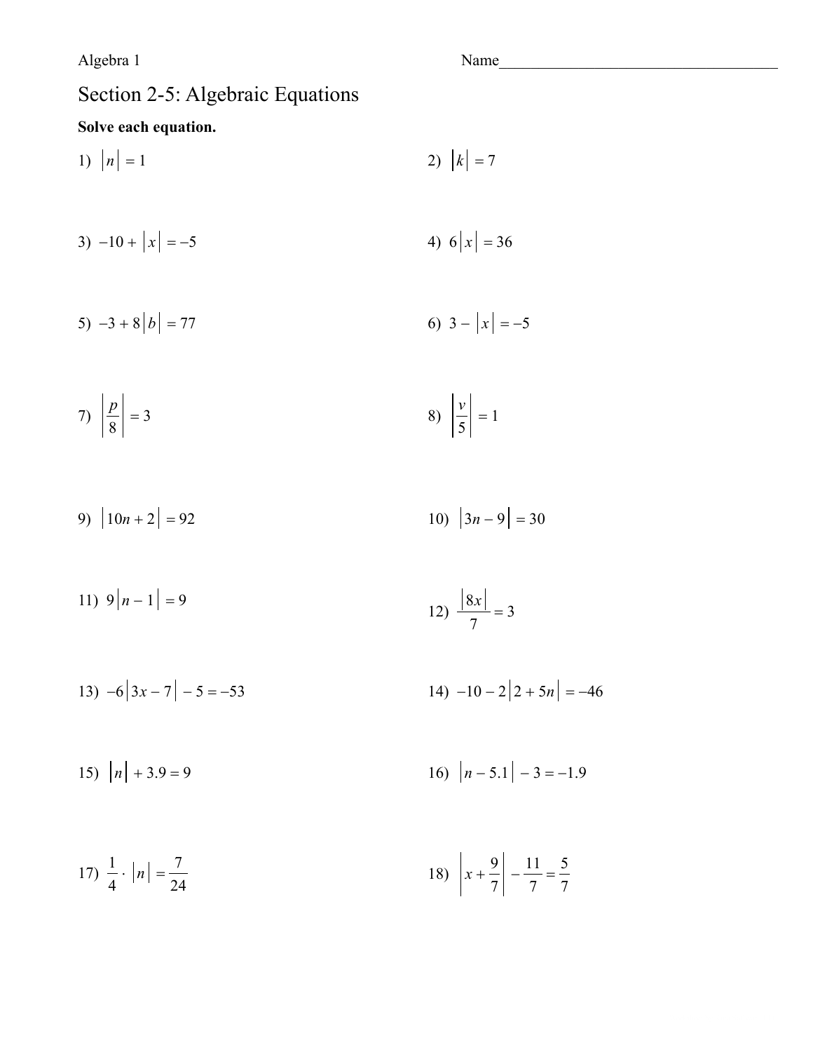Algebra 1

Name_____________________________________

# Section 2-5: Algebraic Equations

**Solve each equation.**

1) $|n| = 1$

2) $|k| = 7$

3) $-10 + |x| = -5$

4) $6|x| = 36$

5) $-3 + 8|b| = 77$

6) $3 - |x| = -5$

7) $\left|\frac{p}{8}\right| = 3$

8) $\left|\frac{v}{5}\right| = 1$

9) $|10n + 2| = 92$

10) $|3n - 9| = 30$

11) $9|n - 1| = 9$

12) $\frac{|8x|}{7} = 3$

13) $-6|3x - 7| - 5 = -53$

14) $-10 - 2|2 + 5n| = -46$

15) $|n| + 3.9 = 9$

16) $|n - 5.1| - 3 = -1.9$

17) $\frac{1}{4} \cdot |n| = \frac{7}{24}$

18) $\left|x + \frac{9}{7}\right| - \frac{11}{7} = \frac{5}{7}$